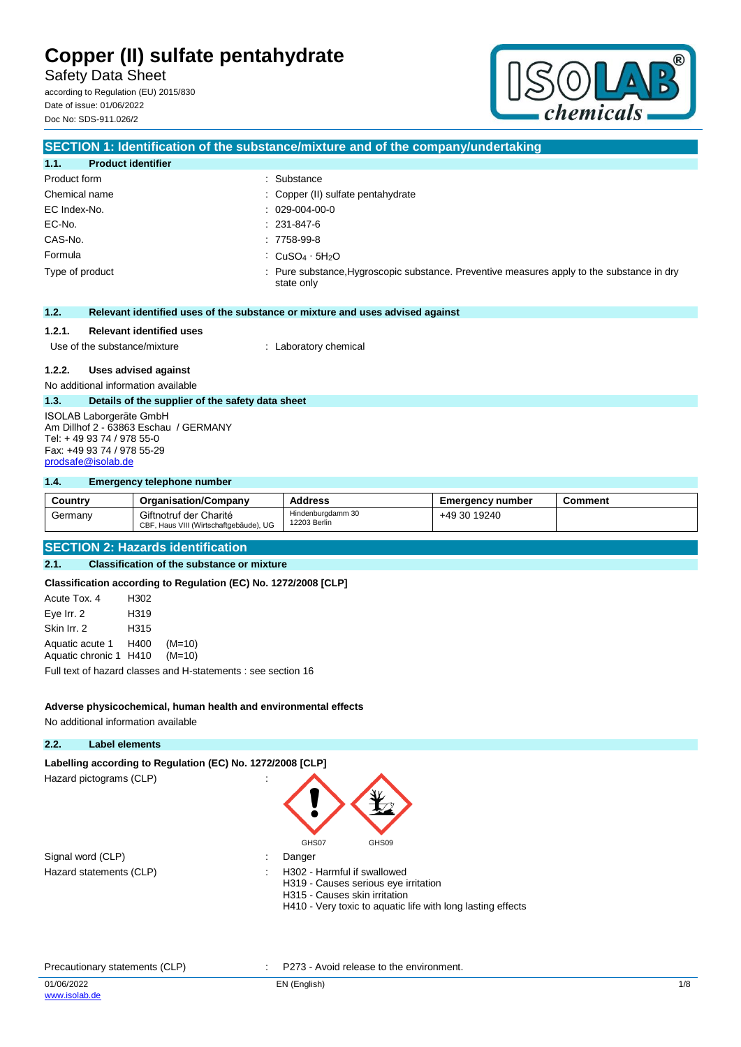# Copper (II) sulfate pentahydrate

Safety Data Sheet

according to Regulation (EU) 2015/830

Date of issue: 01/06/2022

Doc No: SDS-911.026/2

## SECTION 1: Identification of the substance/mixture and of the company/undertaking

### 1.1. Product identifier

| | |
|---|---|
| Product form | : Substance |
| Chemical name | : Copper (II) sulfate pentahydrate |
| EC Index-No. | : 029-004-00-0 |
| EC-No. | : 231-847-6 |
| CAS-No. | : 7758-99-8 |
| Formula | : $CuSO_4 \cdot 5H_2O$ |
| Type of product | : Pure substance,Hygroscopic substance. Preventive measures apply to the substance in dry state only |

### 1.2. Relevant identified uses of the substance or mixture and uses advised against

#### 1.2.1. Relevant identified uses

Use of the substance/mixture : Laboratory chemical

#### 1.2.2. Uses advised against

No additional information available

### 1.3. Details of the supplier of the safety data sheet

ISOLAB Laborgeräte GmbH
Am Dillhof 2 - 63863 Eschau / GERMANY
Tel: + 49 93 74 / 978 55-0
Fax: +49 93 74 / 978 55-29
prodsafe@isolab.de

### 1.4. Emergency telephone number

| Country | Organisation/Company | Address | Emergency number | Comment |
|---|---|---|---|---|
| Germany | Giftnotruf der Charité<br>CBF, Haus VIII (Wirtschaftgebäude), UG | Hindenburgdamm 30<br>12203 Berlin | +49 30 19240 | |

## SECTION 2: Hazards identification

### 2.1. Classification of the substance or mixture

**Classification according to Regulation (EC) No. 1272/2008 [CLP]**

| | | |
|---|---|---|
| Acute Tox. 4 | H302 | |
| Eye Irr. 2 | H319 | |
| Skin Irr. 2 | H315 | |
| Aquatic acute 1 | H400 | (M=10) |
| Aquatic chronic 1 | H410 | (M=10) |

Full text of hazard classes and H-statements : see section 16

**Adverse physicochemical, human health and environmental effects**

No additional information available

### 2.2. Label elements

**Labelling according to Regulation (EC) No. 1272/2008 [CLP]**

Hazard pictograms (CLP) : GHS07 GHS09

Signal word (CLP) : Danger

Hazard statements (CLP) :
H302 - Harmful if swallowed
H319 - Causes serious eye irritation
H315 - Causes skin irritation
H410 - Very toxic to aquatic life with long lasting effects

Precautionary statements (CLP) : P273 - Avoid release to the environment.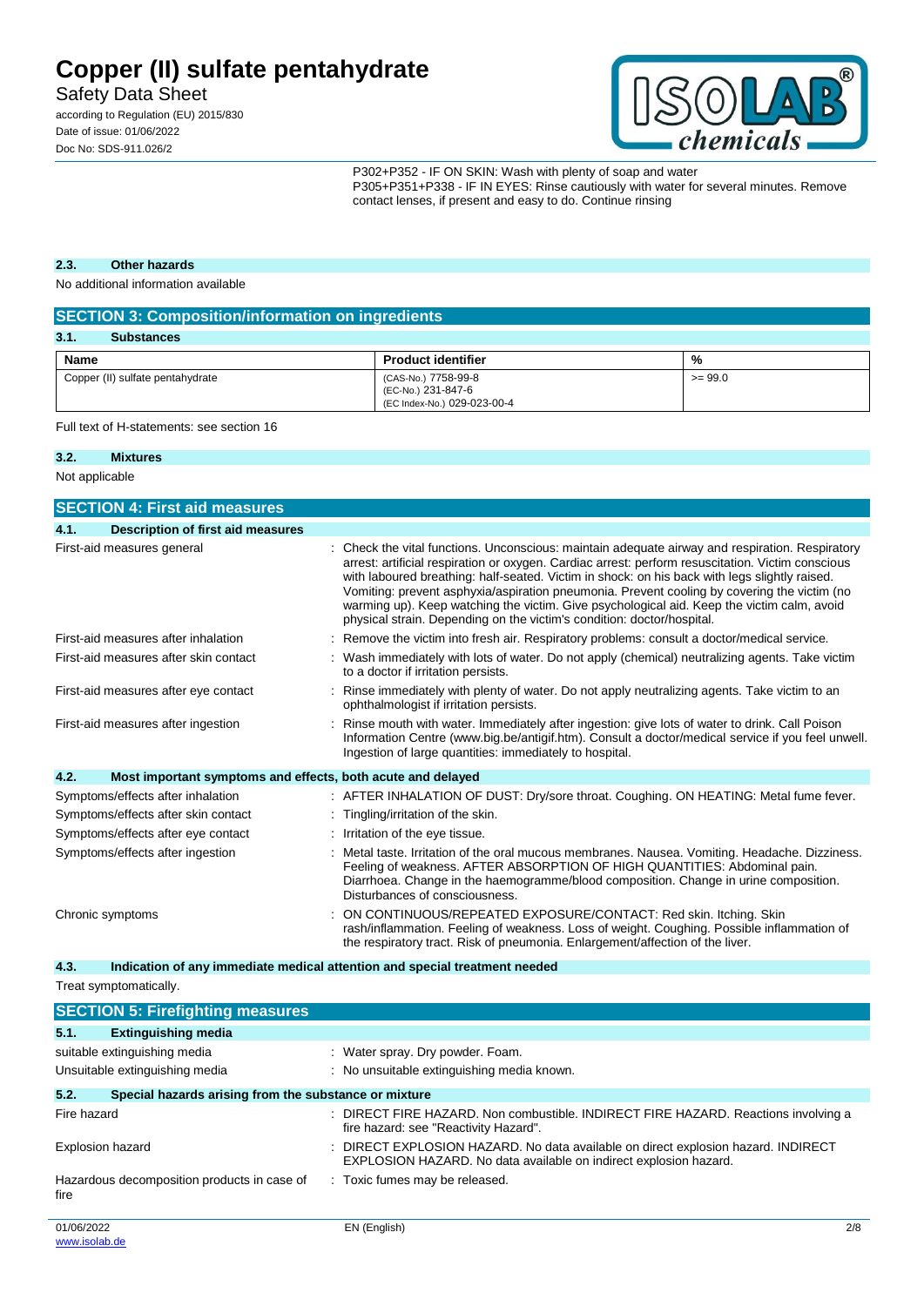P302+P352 - IF ON SKIN: Wash with plenty of soap and water
P305+P351+P338 - IF IN EYES: Rinse cautiously with water for several minutes. Remove contact lenses, if present and easy to do. Continue rinsing

### 2.3. Other hazards

No additional information available

## SECTION 3: Composition/information on ingredients

### 3.1. Substances

| Name | Product identifier | % |
|---|---|---|
| Copper (II) sulfate pentahydrate | (CAS-No.) 7758-99-8<br>(EC-No.) 231-847-6<br>(EC Index-No.) 029-023-00-4 | >= 99.0 |

Full text of H-statements: see section 16

### 3.2. Mixtures

Not applicable

## SECTION 4: First aid measures

### 4.1. Description of first aid measures

First-aid measures general : Check the vital functions. Unconscious: maintain adequate airway and respiration. Respiratory arrest: artificial respiration or oxygen. Cardiac arrest: perform resuscitation. Victim conscious with laboured breathing: half-seated. Victim in shock: on his back with legs slightly raised. Vomiting: prevent asphyxia/aspiration pneumonia. Prevent cooling by covering the victim (no warming up). Keep watching the victim. Give psychological aid. Keep the victim calm, avoid physical strain. Depending on the victim's condition: doctor/hospital.

First-aid measures after inhalation : Remove the victim into fresh air. Respiratory problems: consult a doctor/medical service.

First-aid measures after skin contact : Wash immediately with lots of water. Do not apply (chemical) neutralizing agents. Take victim to a doctor if irritation persists.

First-aid measures after eye contact : Rinse immediately with plenty of water. Do not apply neutralizing agents. Take victim to an ophthalmologist if irritation persists.

First-aid measures after ingestion : Rinse mouth with water. Immediately after ingestion: give lots of water to drink. Call Poison Information Centre (www.big.be/antigif.htm). Consult a doctor/medical service if you feel unwell. Ingestion of large quantities: immediately to hospital.

### 4.2. Most important symptoms and effects, both acute and delayed

Symptoms/effects after inhalation : AFTER INHALATION OF DUST: Dry/sore throat. Coughing. ON HEATING: Metal fume fever.

Symptoms/effects after skin contact : Tingling/irritation of the skin.

Symptoms/effects after eye contact : Irritation of the eye tissue.

Symptoms/effects after ingestion : Metal taste. Irritation of the oral mucous membranes. Nausea. Vomiting. Headache. Dizziness. Feeling of weakness. AFTER ABSORPTION OF HIGH QUANTITIES: Abdominal pain. Diarrhoea. Change in the haemogramme/blood composition. Change in urine composition. Disturbances of consciousness.

Chronic symptoms : ON CONTINUOUS/REPEATED EXPOSURE/CONTACT: Red skin. Itching. Skin rash/inflammation. Feeling of weakness. Loss of weight. Coughing. Possible inflammation of the respiratory tract. Risk of pneumonia. Enlargement/affection of the liver.

### 4.3. Indication of any immediate medical attention and special treatment needed

Treat symptomatically.

## SECTION 5: Firefighting measures

### 5.1. Extinguishing media

suitable extinguishing media : Water spray. Dry powder. Foam.

Unsuitable extinguishing media : No unsuitable extinguishing media known.

### 5.2. Special hazards arising from the substance or mixture

Fire hazard : DIRECT FIRE HAZARD. Non combustible. INDIRECT FIRE HAZARD. Reactions involving a fire hazard: see "Reactivity Hazard".

Explosion hazard : DIRECT EXPLOSION HAZARD. No data available on direct explosion hazard. INDIRECT EXPLOSION HAZARD. No data available on indirect explosion hazard.

Hazardous decomposition products in case of fire : Toxic fumes may be released.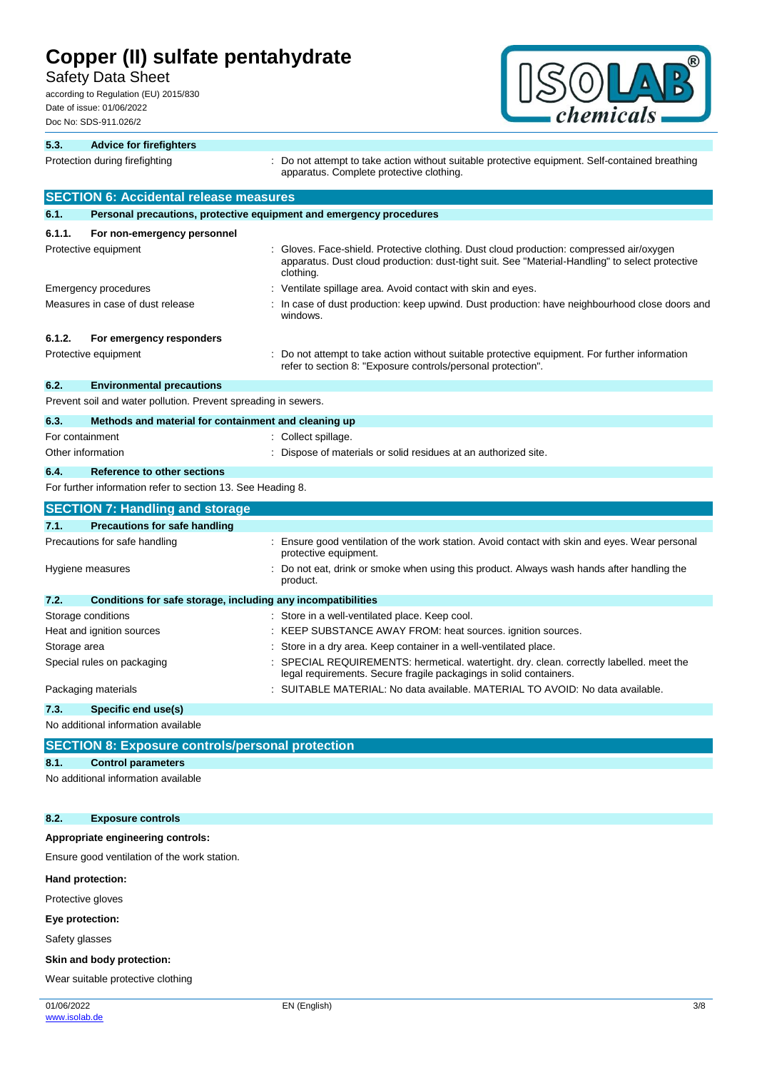### 5.3. Advice for firefighters

| | |
|---|---|
| Protection during firefighting | : Do not attempt to take action without suitable protective equipment. Self-contained breathing apparatus. Complete protective clothing. |

## SECTION 6: Accidental release measures

### 6.1. Personal precautions, protective equipment and emergency procedures

#### 6.1.1. For non-emergency personnel

| | |
|---|---|
| Protective equipment | : Gloves. Face-shield. Protective clothing. Dust cloud production: compressed air/oxygen apparatus. Dust cloud production: dust-tight suit. See "Material-Handling" to select protective clothing. |
| Emergency procedures | : Ventilate spillage area. Avoid contact with skin and eyes. |
| Measures in case of dust release | : In case of dust production: keep upwind. Dust production: have neighbourhood close doors and windows. |

#### 6.1.2. For emergency responders

| | |
|---|---|
| Protective equipment | : Do not attempt to take action without suitable protective equipment. For further information refer to section 8: "Exposure controls/personal protection". |

### 6.2. Environmental precautions

Prevent soil and water pollution. Prevent spreading in sewers.

### 6.3. Methods and material for containment and cleaning up

| | |
|---|---|
| For containment | : Collect spillage. |
| Other information | : Dispose of materials or solid residues at an authorized site. |

### 6.4. Reference to other sections

For further information refer to section 13. See Heading 8.

## SECTION 7: Handling and storage

### 7.1. Precautions for safe handling

| | |
|---|---|
| Precautions for safe handling | : Ensure good ventilation of the work station. Avoid contact with skin and eyes. Wear personal protective equipment. |
| Hygiene measures | : Do not eat, drink or smoke when using this product. Always wash hands after handling the product. |

### 7.2. Conditions for safe storage, including any incompatibilities

| | |
|---|---|
| Storage conditions | : Store in a well-ventilated place. Keep cool. |
| Heat and ignition sources | : KEEP SUBSTANCE AWAY FROM: heat sources. ignition sources. |
| Storage area | : Store in a dry area. Keep container in a well-ventilated place. |
| Special rules on packaging | : SPECIAL REQUIREMENTS: hermetical. watertight. dry. clean. correctly labelled. meet the legal requirements. Secure fragile packagings in solid containers. |
| Packaging materials | : SUITABLE MATERIAL: No data available. MATERIAL TO AVOID: No data available. |

### 7.3. Specific end use(s)

No additional information available

## SECTION 8: Exposure controls/personal protection

### 8.1. Control parameters

No additional information available

### 8.2. Exposure controls

**Appropriate engineering controls:**

Ensure good ventilation of the work station.

**Hand protection:**

Protective gloves

**Eye protection:**

Safety glasses

**Skin and body protection:**

Wear suitable protective clothing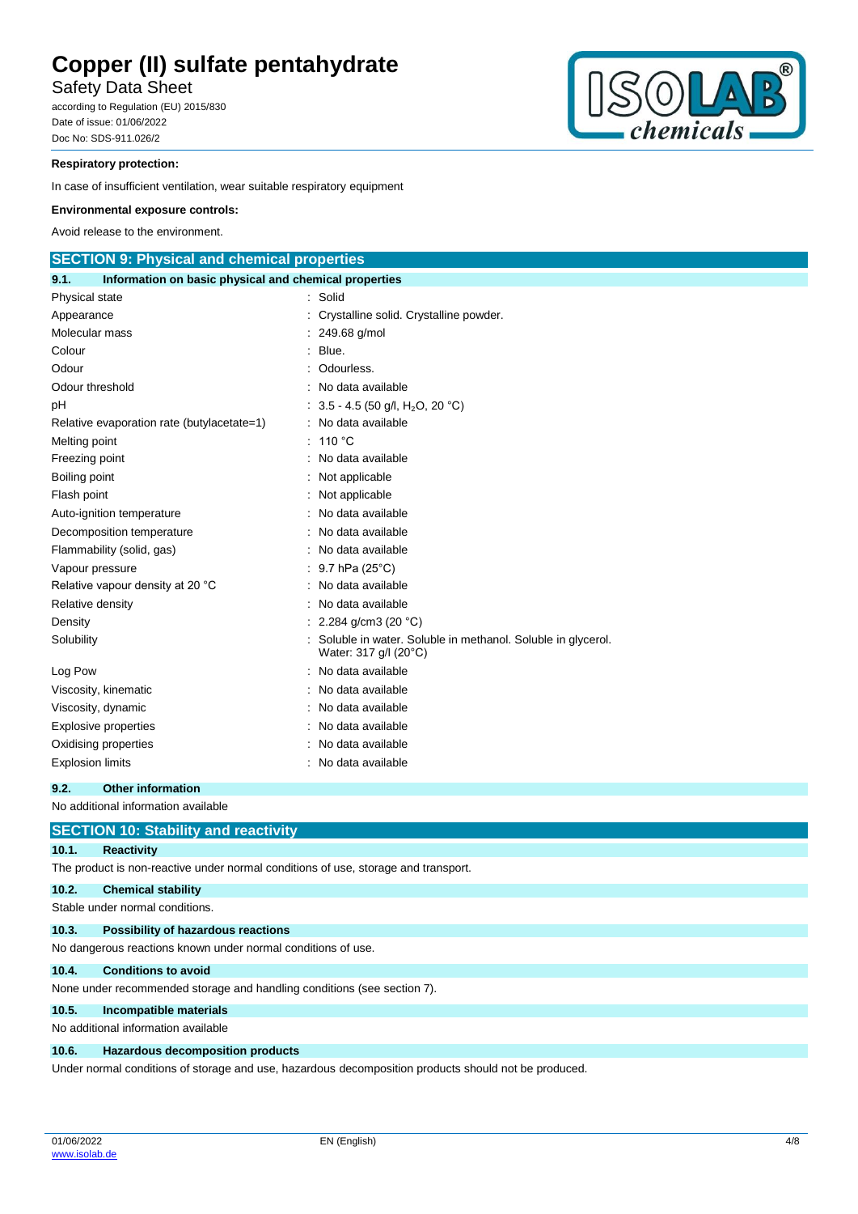**Respiratory protection:**

In case of insufficient ventilation, wear suitable respiratory equipment

**Environmental exposure controls:**

Avoid release to the environment.

## SECTION 9: Physical and chemical properties

### 9.1. Information on basic physical and chemical properties

| Property | Value |
|---|---|
| Physical state | : Solid |
| Appearance | : Crystalline solid. Crystalline powder. |
| Molecular mass | : 249.68 g/mol |
| Colour | : Blue. |
| Odour | : Odourless. |
| Odour threshold | : No data available |
| pH | : 3.5 - 4.5 (50 g/l, $H_2O$, 20 °C) |
| Relative evaporation rate (butylacetate=1) | : No data available |
| Melting point | : 110 °C |
| Freezing point | : No data available |
| Boiling point | : Not applicable |
| Flash point | : Not applicable |
| Auto-ignition temperature | : No data available |
| Decomposition temperature | : No data available |
| Flammability (solid, gas) | : No data available |
| Vapour pressure | : 9.7 hPa (25°C) |
| Relative vapour density at 20 °C | : No data available |
| Relative density | : No data available |
| Density | : 2.284 g/cm3 (20 °C) |
| Solubility | : Soluble in water. Soluble in methanol. Soluble in glycerol. Water: 317 g/l (20°C) |
| Log Pow | : No data available |
| Viscosity, kinematic | : No data available |
| Viscosity, dynamic | : No data available |
| Explosive properties | : No data available |
| Oxidising properties | : No data available |
| Explosion limits | : No data available |

### 9.2. Other information

No additional information available

## SECTION 10: Stability and reactivity

### 10.1. Reactivity

The product is non-reactive under normal conditions of use, storage and transport.

### 10.2. Chemical stability

Stable under normal conditions.

### 10.3. Possibility of hazardous reactions

No dangerous reactions known under normal conditions of use.

### 10.4. Conditions to avoid

None under recommended storage and handling conditions (see section 7).

### 10.5. Incompatible materials

No additional information available

### 10.6. Hazardous decomposition products

Under normal conditions of storage and use, hazardous decomposition products should not be produced.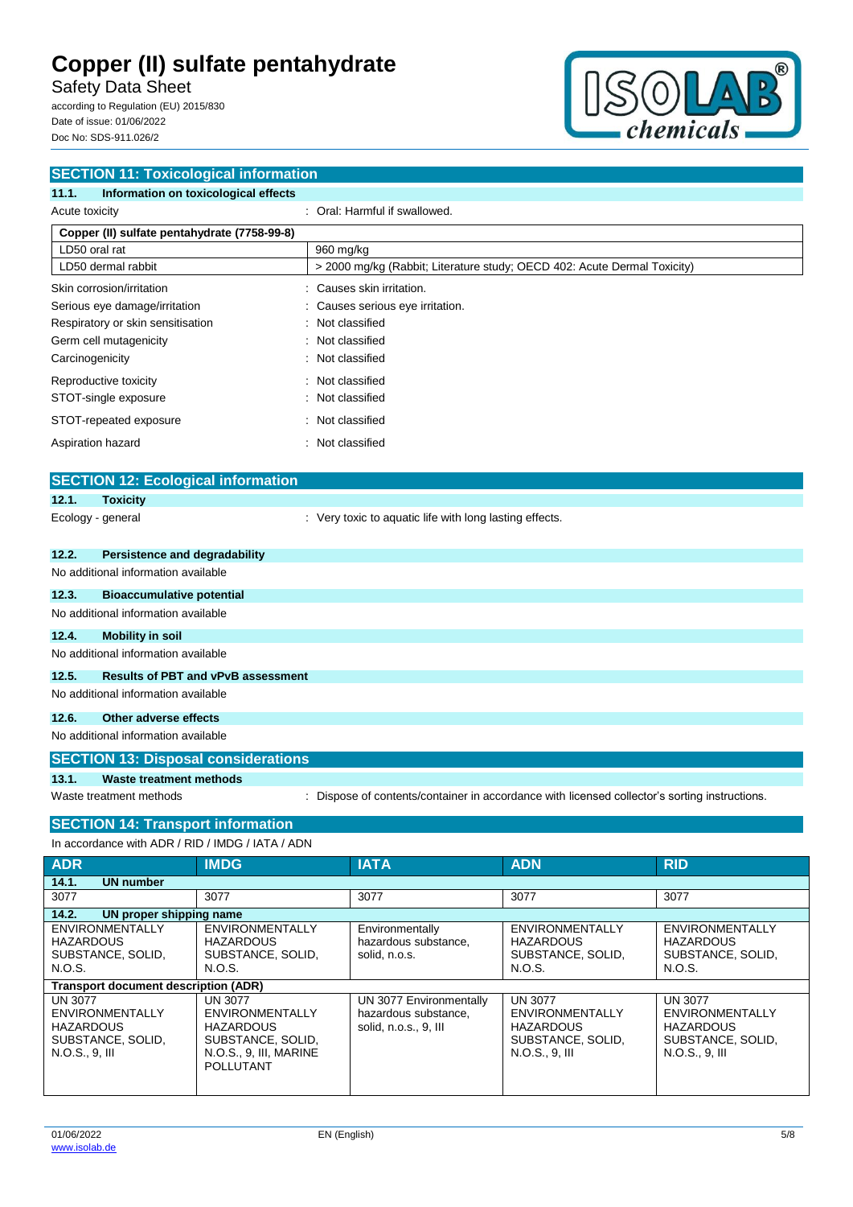## SECTION 11: Toxicological information

### 11.1. Information on toxicological effects

Acute toxicity : Oral: Harmful if swallowed.

| Copper (II) sulfate pentahydrate (7758-99-8) | |
|---|---|
| LD50 oral rat | 960 mg/kg |
| LD50 dermal rabbit | > 2000 mg/kg (Rabbit; Literature study; OECD 402: Acute Dermal Toxicity) |

Skin corrosion/irritation : Causes skin irritation.

Serious eye damage/irritation : Causes serious eye irritation.

Respiratory or skin sensitisation : Not classified

Germ cell mutagenicity : Not classified

Carcinogenicity : Not classified

Reproductive toxicity : Not classified

STOT-single exposure : Not classified

STOT-repeated exposure : Not classified

Aspiration hazard : Not classified

## SECTION 12: Ecological information

### 12.1. Toxicity

Ecology - general : Very toxic to aquatic life with long lasting effects.

### 12.2. Persistence and degradability

No additional information available

### 12.3. Bioaccumulative potential

No additional information available

### 12.4. Mobility in soil

No additional information available

### 12.5. Results of PBT and vPvB assessment

No additional information available

### 12.6. Other adverse effects

No additional information available

## SECTION 13: Disposal considerations

### 13.1. Waste treatment methods

Waste treatment methods : Dispose of contents/container in accordance with licensed collector's sorting instructions.

## SECTION 14: Transport information

In accordance with ADR / RID / IMDG / IATA / ADN

| ADR | IMDG | IATA | ADN | RID |
|---|---|---|---|---|
| **14.1. UN number** | | | | |
| 3077 | 3077 | 3077 | 3077 | 3077 |
| **14.2. UN proper shipping name** | | | | |
| ENVIRONMENTALLY HAZARDOUS SUBSTANCE, SOLID, N.O.S. | ENVIRONMENTALLY HAZARDOUS SUBSTANCE, SOLID, N.O.S. | Environmentally hazardous substance, solid, n.o.s. | ENVIRONMENTALLY HAZARDOUS SUBSTANCE, SOLID, N.O.S. | ENVIRONMENTALLY HAZARDOUS SUBSTANCE, SOLID, N.O.S. |
| **Transport document description (ADR)** | | | | |
| UN 3077 ENVIRONMENTALLY HAZARDOUS SUBSTANCE, SOLID, N.O.S., 9, III | UN 3077 ENVIRONMENTALLY HAZARDOUS SUBSTANCE, SOLID, N.O.S., 9, III, MARINE POLLUTANT | UN 3077 Environmentally hazardous substance, solid, n.o.s., 9, III | UN 3077 ENVIRONMENTALLY HAZARDOUS SUBSTANCE, SOLID, N.O.S., 9, III | UN 3077 ENVIRONMENTALLY HAZARDOUS SUBSTANCE, SOLID, N.O.S., 9, III |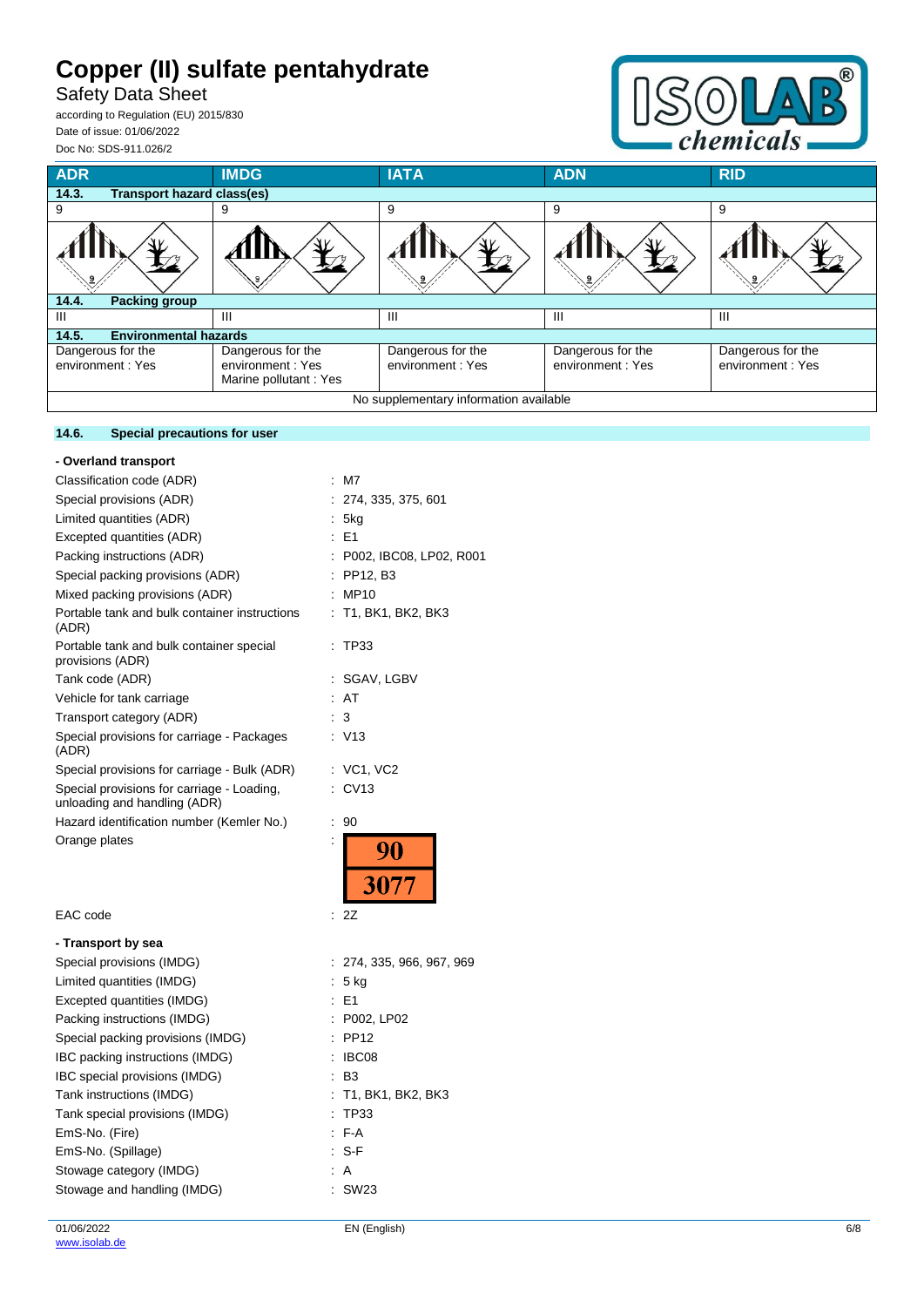| ADR | IMDG | IATA | ADN | RID |
|---|---|---|---|---|
| **14.3. Transport hazard class(es)** | | | | |
| 9 | 9 | 9 | 9 | 9 |
| **14.4. Packing group** | | | | |
| III | III | III | III | III |
| **14.5. Environmental hazards** | | | | |
| Dangerous for the environment : Yes | Dangerous for the environment : Yes<br>Marine pollutant : Yes | Dangerous for the environment : Yes | Dangerous for the environment : Yes | Dangerous for the environment : Yes |
| No supplementary information available | | | | |

### 14.6. Special precautions for user

**- Overland transport**

Classification code (ADR) : M7
Special provisions (ADR) : 274, 335, 375, 601
Limited quantities (ADR) : 5kg
Excepted quantities (ADR) : E1
Packing instructions (ADR) : P002, IBC08, LP02, R001
Special packing provisions (ADR) : PP12, B3
Mixed packing provisions (ADR) : MP10
Portable tank and bulk container instructions (ADR) : T1, BK1, BK2, BK3
Portable tank and bulk container special provisions (ADR) : TP33
Tank code (ADR) : SGAV, LGBV
Vehicle for tank carriage : AT
Transport category (ADR) : 3
Special provisions for carriage - Packages (ADR) : V13
Special provisions for carriage - Bulk (ADR) : VC1, VC2
Special provisions for carriage - Loading, unloading and handling (ADR) : CV13
Hazard identification number (Kemler No.) : 90
Orange plates : 90 / 3077

EAC code : 2Z

**- Transport by sea**

Special provisions (IMDG) : 274, 335, 966, 967, 969
Limited quantities (IMDG) : 5 kg
Excepted quantities (IMDG) : E1
Packing instructions (IMDG) : P002, LP02
Special packing provisions (IMDG) : PP12
IBC packing instructions (IMDG) : IBC08
IBC special provisions (IMDG) : B3
Tank instructions (IMDG) : T1, BK1, BK2, BK3
Tank special provisions (IMDG) : TP33
EmS-No. (Fire) : F-A
EmS-No. (Spillage) : S-F
Stowage category (IMDG) : A
Stowage and handling (IMDG) : SW23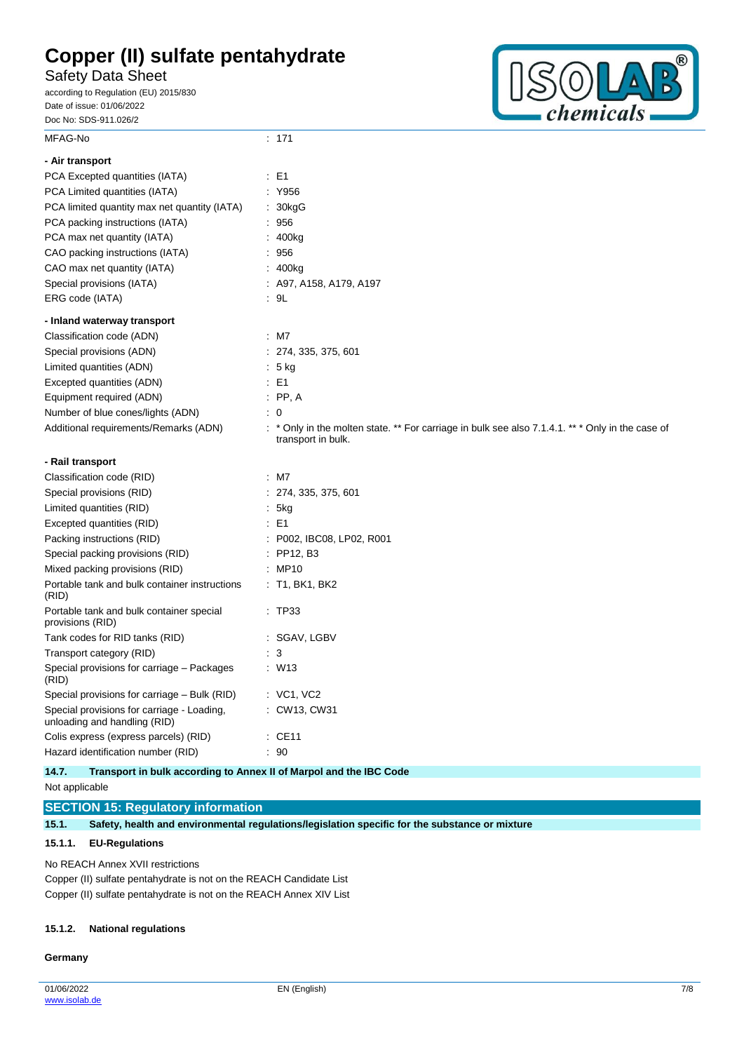| | |
|---|---|
| MFAG-No | : 171 |

**- Air transport**

| | |
|---|---|
| PCA Excepted quantities (IATA) | : E1 |
| PCA Limited quantities (IATA) | : Y956 |
| PCA limited quantity max net quantity (IATA) | : 30kgG |
| PCA packing instructions (IATA) | : 956 |
| PCA max net quantity (IATA) | : 400kg |
| CAO packing instructions (IATA) | : 956 |
| CAO max net quantity (IATA) | : 400kg |
| Special provisions (IATA) | : A97, A158, A179, A197 |
| ERG code (IATA) | : 9L |

**- Inland waterway transport**

| | |
|---|---|
| Classification code (ADN) | : M7 |
| Special provisions (ADN) | : 274, 335, 375, 601 |
| Limited quantities (ADN) | : 5 kg |
| Excepted quantities (ADN) | : E1 |
| Equipment required (ADN) | : PP, A |
| Number of blue cones/lights (ADN) | : 0 |
| Additional requirements/Remarks (ADN) | : * Only in the molten state. ** For carriage in bulk see also 7.1.4.1. ** * Only in the case of transport in bulk. |

**- Rail transport**

| | |
|---|---|
| Classification code (RID) | : M7 |
| Special provisions (RID) | : 274, 335, 375, 601 |
| Limited quantities (RID) | : 5kg |
| Excepted quantities (RID) | : E1 |
| Packing instructions (RID) | : P002, IBC08, LP02, R001 |
| Special packing provisions (RID) | : PP12, B3 |
| Mixed packing provisions (RID) | : MP10 |
| Portable tank and bulk container instructions (RID) | : T1, BK1, BK2 |
| Portable tank and bulk container special provisions (RID) | : TP33 |
| Tank codes for RID tanks (RID) | : SGAV, LGBV |
| Transport category (RID) | : 3 |
| Special provisions for carriage – Packages (RID) | : W13 |
| Special provisions for carriage – Bulk (RID) | : VC1, VC2 |
| Special provisions for carriage - Loading, unloading and handling (RID) | : CW13, CW31 |
| Colis express (express parcels) (RID) | : CE11 |
| Hazard identification number (RID) | : 90 |

### 14.7. Transport in bulk according to Annex II of Marpol and the IBC Code

Not applicable

## SECTION 15: Regulatory information

### 15.1. Safety, health and environmental regulations/legislation specific for the substance or mixture

#### 15.1.1. EU-Regulations

No REACH Annex XVII restrictions

Copper (II) sulfate pentahydrate is not on the REACH Candidate List

Copper (II) sulfate pentahydrate is not on the REACH Annex XIV List

#### 15.1.2. National regulations

**Germany**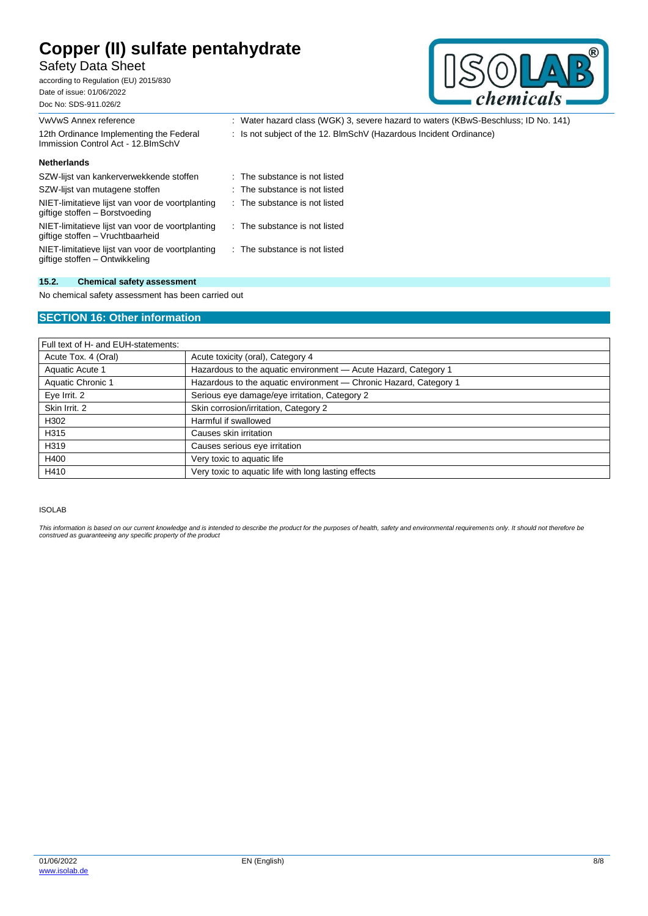VwVwS Annex reference : Water hazard class (WGK) 3, severe hazard to waters (KBwS-Beschluss; ID No. 141)

12th Ordinance Implementing the Federal Immission Control Act - 12.BImSchV : Is not subject of the 12. BlmSchV (Hazardous Incident Ordinance)

**Netherlands**

SZW-lijst van kankerverwekkende stoffen : The substance is not listed

SZW-lijst van mutagene stoffen : The substance is not listed

NIET-limitatieve lijst van voor de voortplanting giftige stoffen – Borstvoeding : The substance is not listed

NIET-limitatieve lijst van voor de voortplanting giftige stoffen – Vruchtbaarheid : The substance is not listed

NIET-limitatieve lijst van voor de voortplanting giftige stoffen – Ontwikkeling : The substance is not listed

### 15.2. Chemical safety assessment

No chemical safety assessment has been carried out

## SECTION 16: Other information

| Full text of H- and EUH-statements: | |
|---|---|
| Acute Tox. 4 (Oral) | Acute toxicity (oral), Category 4 |
| Aquatic Acute 1 | Hazardous to the aquatic environment — Acute Hazard, Category 1 |
| Aquatic Chronic 1 | Hazardous to the aquatic environment — Chronic Hazard, Category 1 |
| Eye Irrit. 2 | Serious eye damage/eye irritation, Category 2 |
| Skin Irrit. 2 | Skin corrosion/irritation, Category 2 |
| H302 | Harmful if swallowed |
| H315 | Causes skin irritation |
| H319 | Causes serious eye irritation |
| H400 | Very toxic to aquatic life |
| H410 | Very toxic to aquatic life with long lasting effects |

ISOLAB

*This information is based on our current knowledge and is intended to describe the product for the purposes of health, safety and environmental requirements only. It should not therefore be construed as guaranteeing any specific property of the product*